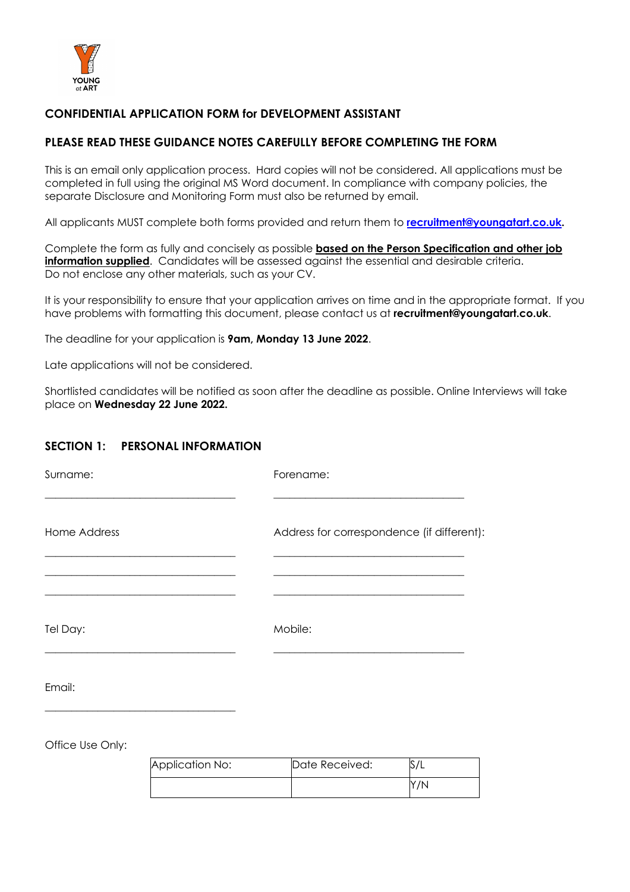YOUNG at ART

## CONFIDENTIAL APPLICATION FORM for DEVELOPMENT ASSISTANT

### PLEASE READ THESE GUIDANCE NOTES CAREFULLY BEFORE COMPLETING THE FORM

This is an email only application process. Hard copies will not be considered. All applications must be completed in full using the original MS Word document. In compliance with company policies, the separate Disclosure and Monitoring Form must also be returned by email.

All applicants MUST complete both forms provided and return them to **recruitment@youngatart.co.uk**.

Complete the form as fully and concisely as possible **based on the Person Specification and other job information supplied**. Candidates will be assessed against the essential and desirable criteria. Do not enclose any other materials, such as your CV.

It is your responsibility to ensure that your application arrives on time and in the appropriate format. If you have problems with formatting this document, please contact us at **recruitment@youngatart.co.uk**.

The deadline for your application is **9am, Monday 13 June 2022**.

Late applications will not be considered.

Shortlisted candidates will be notified as soon after the deadline as possible. Online Interviews will take place on **Wednesday 22 June 2022.**

### SECTION 1: PERSONAL INFORMATION

Surname: ______________________

Forename: ______________________

Home Address
______________________
______________________
______________________

Address for correspondence (if different):
______________________
______________________
______________________

Tel Day: ______________________

Mobile: ______________________

Email: ______________________

Office Use Only:

| Application No: | Date Received: | S/L |
|---|---|---|
| | | Y/N |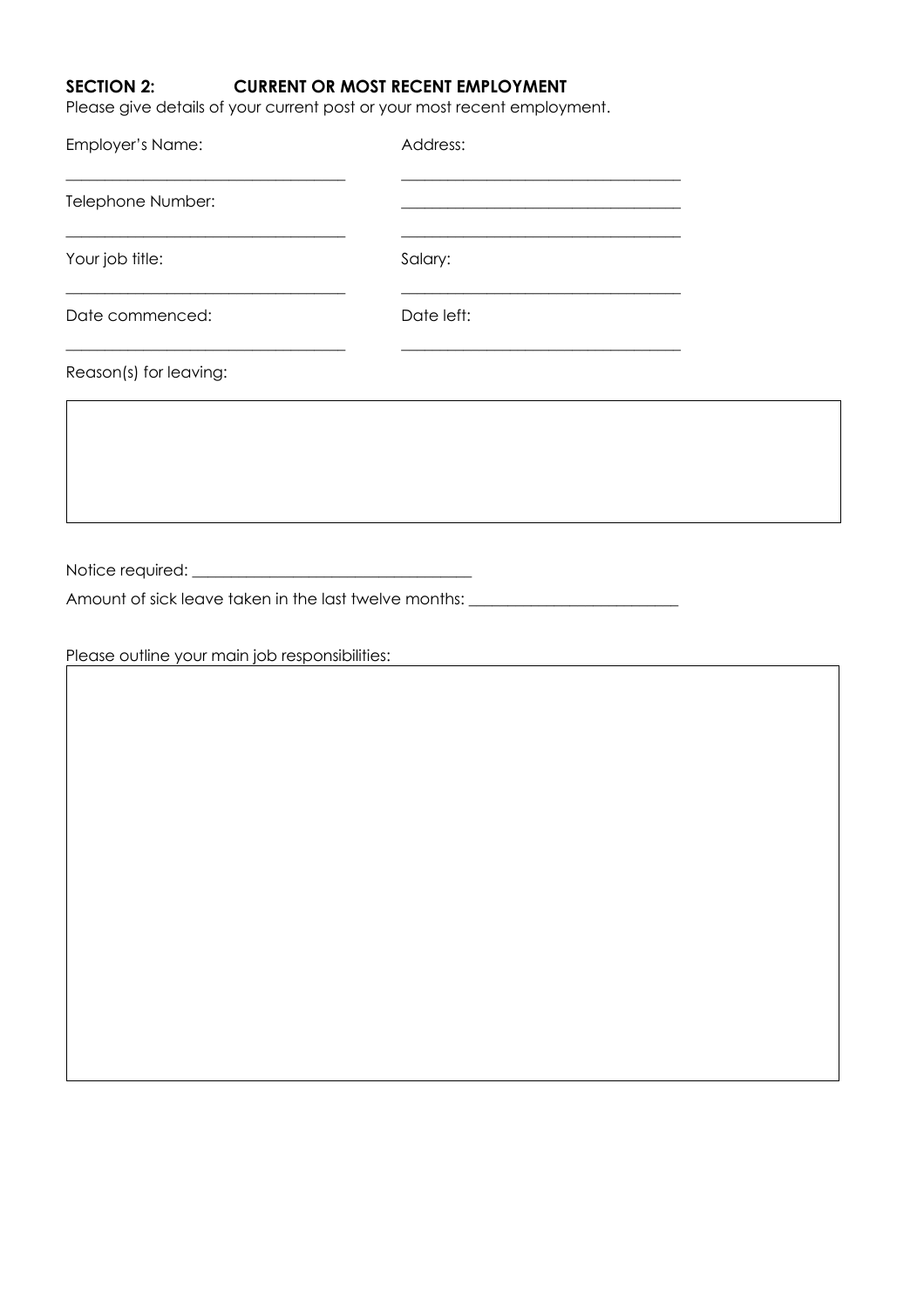## SECTION 2: CURRENT OR MOST RECENT EMPLOYMENT

Please give details of your current post or your most recent employment.

| Employer's Name: | Address: |
|---|---|
| ___________________________ | ___________________________ |
| Telephone Number: | ___________________________ |
| ___________________________ | ___________________________ |
| Your job title: | Salary: |
| ___________________________ | ___________________________ |
| Date commenced: | Date left: |
| ___________________________ | ___________________________ |

Reason(s) for leaving:

Notice required: ___________________________

Amount of sick leave taken in the last twelve months: ___________________________

Please outline your main job responsibilities: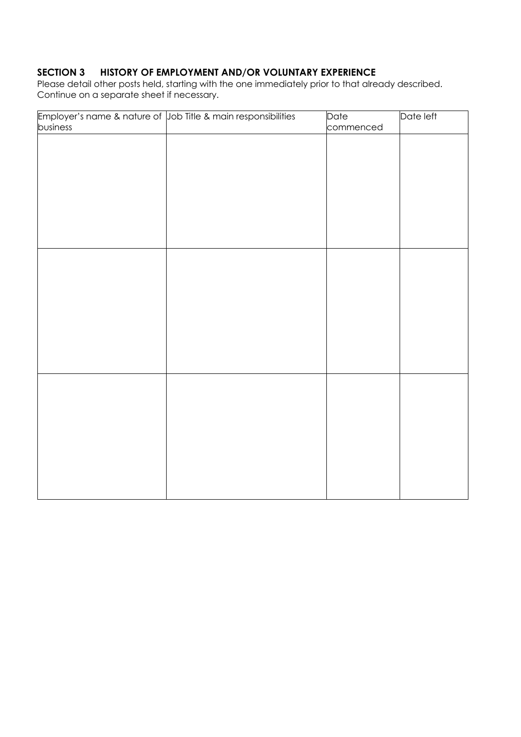## SECTION 3 HISTORY OF EMPLOYMENT AND/OR VOLUNTARY EXPERIENCE

Please detail other posts held, starting with the one immediately prior to that already described. Continue on a separate sheet if necessary.

| Employer's name & nature of business | Job Title & main responsibilities | Date commenced | Date left |
| --- | --- | --- | --- |
| | | | |
| | | | |
| | | | |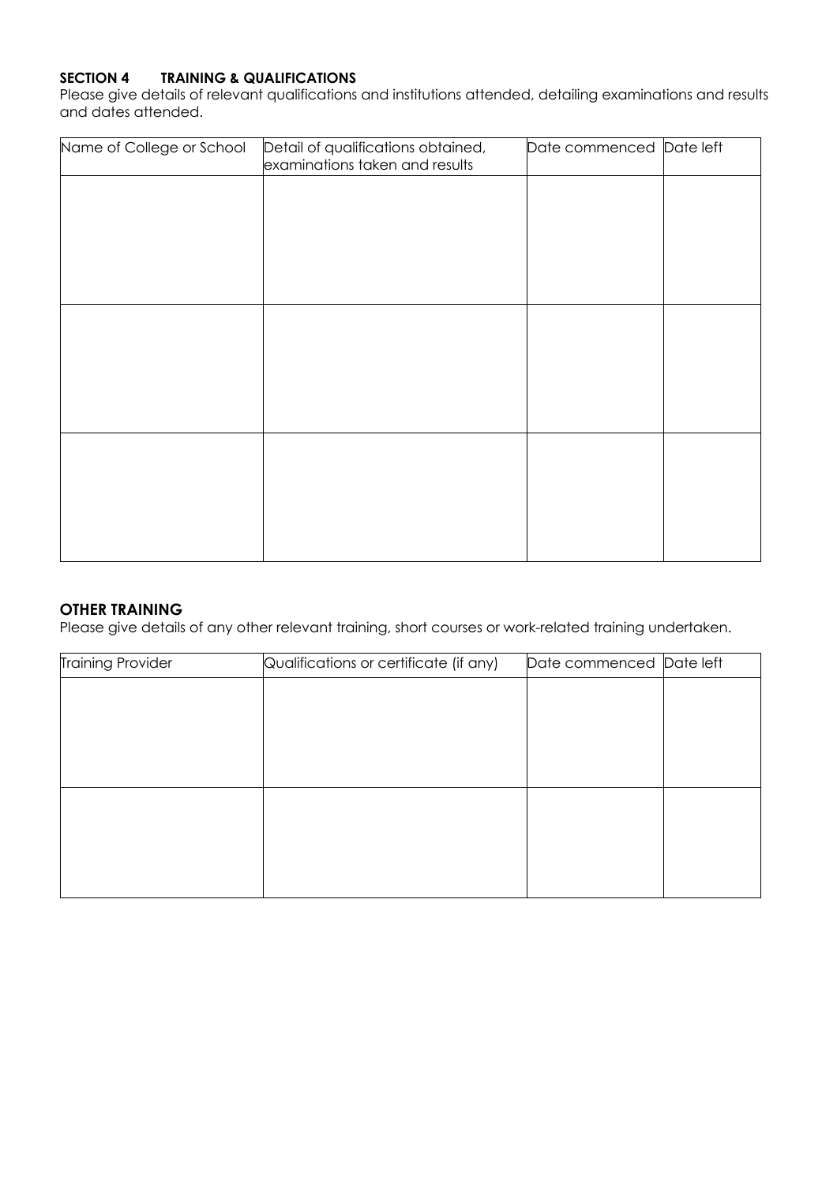## SECTION 4 TRAINING & QUALIFICATIONS

Please give details of relevant qualifications and institutions attended, detailing examinations and results and dates attended.

| Name of College or School | Detail of qualifications obtained, examinations taken and results | Date commenced | Date left |
|---|---|---|---|
| | | | |
| | | | |
| | | | |

### OTHER TRAINING

Please give details of any other relevant training, short courses or work-related training undertaken.

| Training Provider | Qualifications or certificate (if any) | Date commenced | Date left |
|---|---|---|---|
| | | | |
| | | | |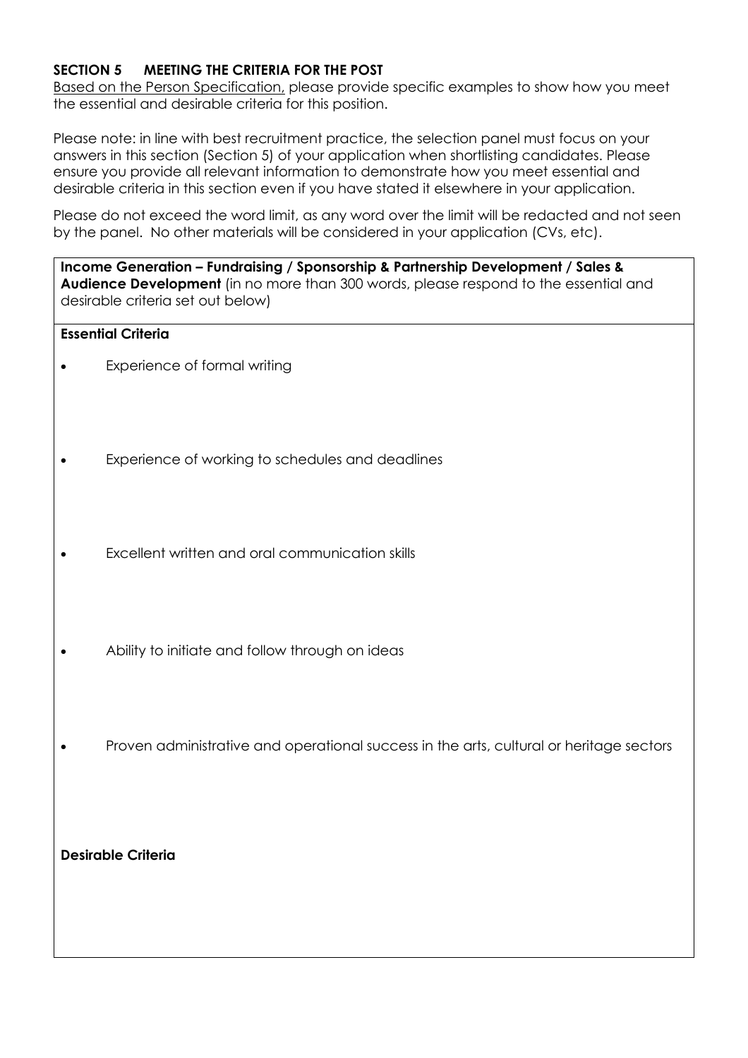## SECTION 5 MEETING THE CRITERIA FOR THE POST

Based on the Person Specification, please provide specific examples to show how you meet the essential and desirable criteria for this position.

Please note: in line with best recruitment practice, the selection panel must focus on your answers in this section (Section 5) of your application when shortlisting candidates. Please ensure you provide all relevant information to demonstrate how you meet essential and desirable criteria in this section even if you have stated it elsewhere in your application.

Please do not exceed the word limit, as any word over the limit will be redacted and not seen by the panel. No other materials will be considered in your application (CVs, etc).

**Income Generation – Fundraising / Sponsorship & Partnership Development / Sales & Audience Development** (in no more than 300 words, please respond to the essential and desirable criteria set out below)

**Essential Criteria**

- Experience of formal writing
- Experience of working to schedules and deadlines
- Excellent written and oral communication skills
- Ability to initiate and follow through on ideas
- Proven administrative and operational success in the arts, cultural or heritage sectors

**Desirable Criteria**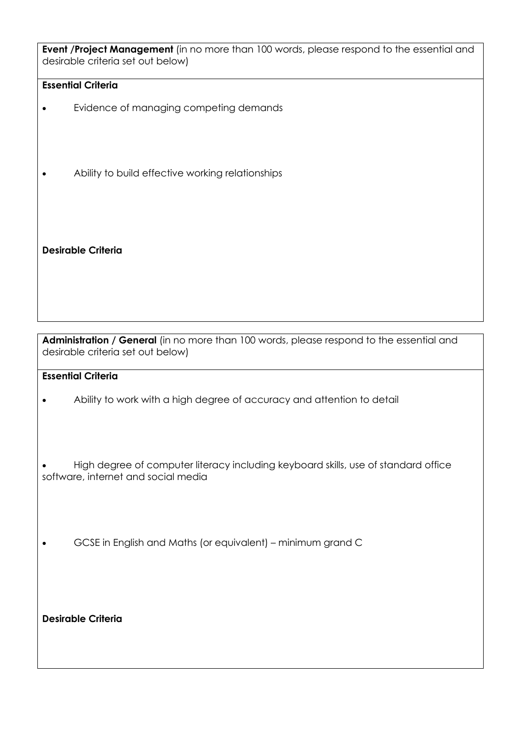**Event /Project Management** (in no more than 100 words, please respond to the essential and desirable criteria set out below)

**Essential Criteria**

- Evidence of managing competing demands

- Ability to build effective working relationships

**Desirable Criteria**

**Administration / General** (in no more than 100 words, please respond to the essential and desirable criteria set out below)

**Essential Criteria**

- Ability to work with a high degree of accuracy and attention to detail

- High degree of computer literacy including keyboard skills, use of standard office software, internet and social media

- GCSE in English and Maths (or equivalent) – minimum grand C

**Desirable Criteria**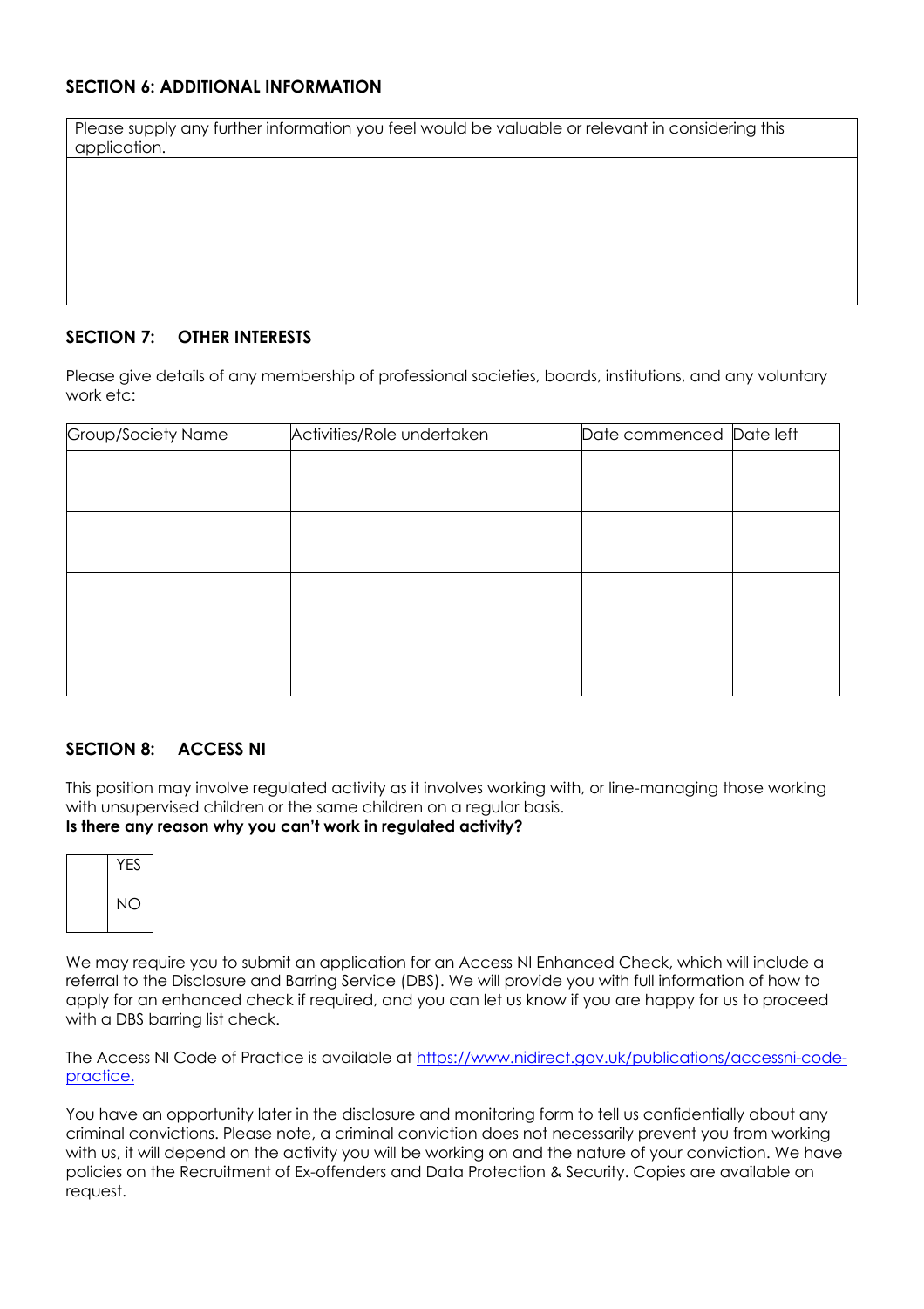## SECTION 6: ADDITIONAL INFORMATION

| Please supply any further information you feel would be valuable or relevant in considering this application. |
|---|
| |

## SECTION 7: OTHER INTERESTS

Please give details of any membership of professional societies, boards, institutions, and any voluntary work etc:

| Group/Society Name | Activities/Role undertaken | Date commenced | Date left |
|---|---|---|---|
| | | | |
| | | | |
| | | | |
| | | | |

## SECTION 8: ACCESS NI

This position may involve regulated activity as it involves working with, or line-managing those working with unsupervised children or the same children on a regular basis.

**Is there any reason why you can't work in regulated activity?**

| | |
|---|---|
| | YES |
| | NO |

We may require you to submit an application for an Access NI Enhanced Check, which will include a referral to the Disclosure and Barring Service (DBS). We will provide you with full information of how to apply for an enhanced check if required, and you can let us know if you are happy for us to proceed with a DBS barring list check.

The Access NI Code of Practice is available at [https://www.nidirect.gov.uk/publications/accessni-code-practice.](https://www.nidirect.gov.uk/publications/accessni-code-practice)

You have an opportunity later in the disclosure and monitoring form to tell us confidentially about any criminal convictions. Please note, a criminal conviction does not necessarily prevent you from working with us, it will depend on the activity you will be working on and the nature of your conviction. We have policies on the Recruitment of Ex-offenders and Data Protection & Security. Copies are available on request.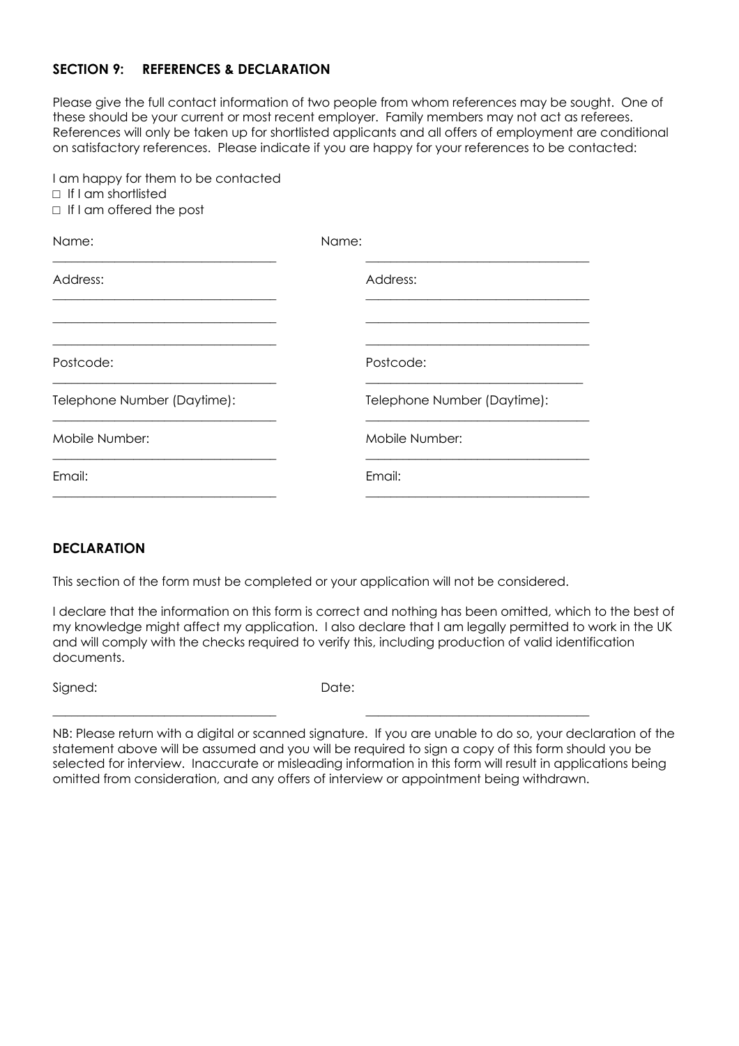## SECTION 9: REFERENCES & DECLARATION

Please give the full contact information of two people from whom references may be sought. One of these should be your current or most recent employer. Family members may not act as referees. References will only be taken up for shortlisted applicants and all offers of employment are conditional on satisfactory references. Please indicate if you are happy for your references to be contacted:

I am happy for them to be contacted

□ If I am shortlisted

□ If I am offered the post

| | |
|---|---|
| Name: | Name: |
| Address: | Address: |
| | |
| | |
| Postcode: | Postcode: |
| Telephone Number (Daytime): | Telephone Number (Daytime): |
| Mobile Number: | Mobile Number: |
| Email: | Email: |

## DECLARATION

This section of the form must be completed or your application will not be considered.

I declare that the information on this form is correct and nothing has been omitted, which to the best of my knowledge might affect my application. I also declare that I am legally permitted to work in the UK and will comply with the checks required to verify this, including production of valid identification documents.

Signed: ______________________ Date: ______________________

NB: Please return with a digital or scanned signature. If you are unable to do so, your declaration of the statement above will be assumed and you will be required to sign a copy of this form should you be selected for interview. Inaccurate or misleading information in this form will result in applications being omitted from consideration, and any offers of interview or appointment being withdrawn.